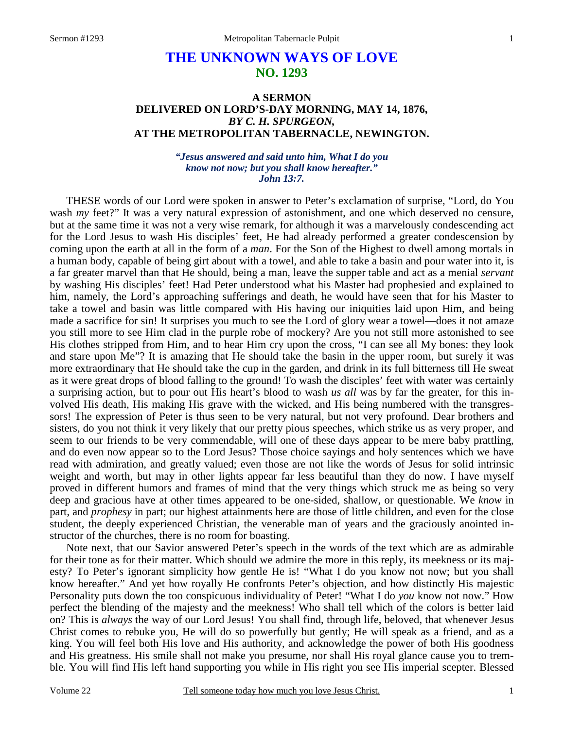# THE UNKNOWN WAYS OF LOVE
## NO. 1293

### A SERMON
### DELIVERED ON LORD'S-DAY MORNING, MAY 14, 1876,
### *BY C. H. SPURGEON,*
### AT THE METROPOLITAN TABERNACLE, NEWINGTON.

*"Jesus answered and said unto him, What I do you know not now; but you shall know hereafter." John 13:7.*

THESE words of our Lord were spoken in answer to Peter's exclamation of surprise, "Lord, do You wash *my* feet?" It was a very natural expression of astonishment, and one which deserved no censure, but at the same time it was not a very wise remark, for although it was a marvelously condescending act for the Lord Jesus to wash His disciples' feet, He had already performed a greater condescension by coming upon the earth at all in the form of a *man*. For the Son of the Highest to dwell among mortals in a human body, capable of being girt about with a towel, and able to take a basin and pour water into it, is a far greater marvel than that He should, being a man, leave the supper table and act as a menial *servant* by washing His disciples' feet! Had Peter understood what his Master had prophesied and explained to him, namely, the Lord's approaching sufferings and death, he would have seen that for his Master to take a towel and basin was little compared with His having our iniquities laid upon Him, and being made a sacrifice for sin! It surprises you much to see the Lord of glory wear a towel—does it not amaze you still more to see Him clad in the purple robe of mockery? Are you not still more astonished to see His clothes stripped from Him, and to hear Him cry upon the cross, "I can see all My bones: they look and stare upon Me"? It is amazing that He should take the basin in the upper room, but surely it was more extraordinary that He should take the cup in the garden, and drink in its full bitterness till He sweat as it were great drops of blood falling to the ground! To wash the disciples' feet with water was certainly a surprising action, but to pour out His heart's blood to wash *us all* was by far the greater, for this involved His death, His making His grave with the wicked, and His being numbered with the transgressors! The expression of Peter is thus seen to be very natural, but not very profound. Dear brothers and sisters, do you not think it very likely that our pretty pious speeches, which strike us as very proper, and seem to our friends to be very commendable, will one of these days appear to be mere baby prattling, and do even now appear so to the Lord Jesus? Those choice sayings and holy sentences which we have read with admiration, and greatly valued; even those are not like the words of Jesus for solid intrinsic weight and worth, but may in other lights appear far less beautiful than they do now. I have myself proved in different humors and frames of mind that the very things which struck me as being so very deep and gracious have at other times appeared to be one-sided, shallow, or questionable. We *know* in part, and *prophesy* in part; our highest attainments here are those of little children, and even for the close student, the deeply experienced Christian, the venerable man of years and the graciously anointed instructor of the churches, there is no room for boasting.

Note next, that our Savior answered Peter's speech in the words of the text which are as admirable for their tone as for their matter. Which should we admire the more in this reply, its meekness or its majesty? To Peter's ignorant simplicity how gentle He is! "What I do you know not now; but you shall know hereafter." And yet how royally He confronts Peter's objection, and how distinctly His majestic Personality puts down the too conspicuous individuality of Peter! "What I do *you* know not now." How perfect the blending of the majesty and the meekness! Who shall tell which of the colors is better laid on? This is *always* the way of our Lord Jesus! You shall find, through life, beloved, that whenever Jesus Christ comes to rebuke you, He will do so powerfully but gently; He will speak as a friend, and as a king. You will feel both His love and His authority, and acknowledge the power of both His goodness and His greatness. His smile shall not make you presume, nor shall His royal glance cause you to tremble. You will find His left hand supporting you while in His right you see His imperial scepter. Blessed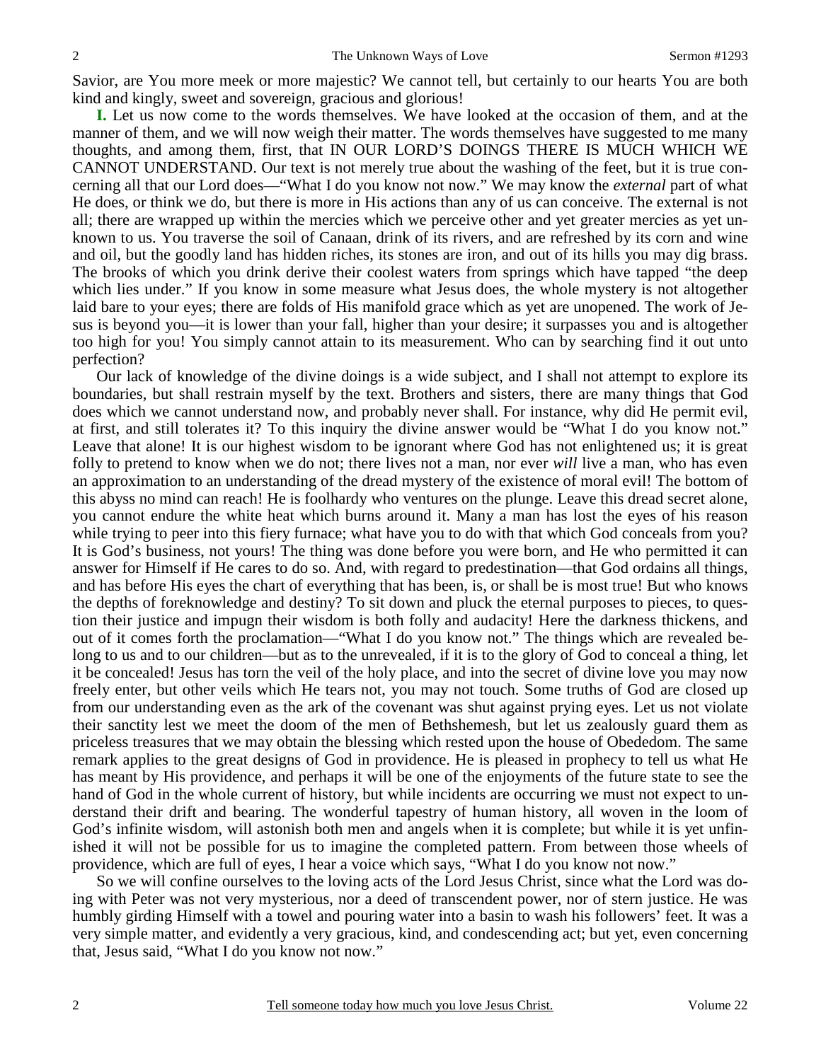Savior, are You more meek or more majestic? We cannot tell, but certainly to our hearts You are both kind and kingly, sweet and sovereign, gracious and glorious!

**I.** Let us now come to the words themselves. We have looked at the occasion of them, and at the manner of them, and we will now weigh their matter. The words themselves have suggested to me many thoughts, and among them, first, that IN OUR LORD'S DOINGS THERE IS MUCH WHICH WE CANNOT UNDERSTAND. Our text is not merely true about the washing of the feet, but it is true concerning all that our Lord does—"What I do you know not now." We may know the *external* part of what He does, or think we do, but there is more in His actions than any of us can conceive. The external is not all; there are wrapped up within the mercies which we perceive other and yet greater mercies as yet unknown to us. You traverse the soil of Canaan, drink of its rivers, and are refreshed by its corn and wine and oil, but the goodly land has hidden riches, its stones are iron, and out of its hills you may dig brass. The brooks of which you drink derive their coolest waters from springs which have tapped "the deep which lies under." If you know in some measure what Jesus does, the whole mystery is not altogether laid bare to your eyes; there are folds of His manifold grace which as yet are unopened. The work of Jesus is beyond you—it is lower than your fall, higher than your desire; it surpasses you and is altogether too high for you! You simply cannot attain to its measurement. Who can by searching find it out unto perfection?

Our lack of knowledge of the divine doings is a wide subject, and I shall not attempt to explore its boundaries, but shall restrain myself by the text. Brothers and sisters, there are many things that God does which we cannot understand now, and probably never shall. For instance, why did He permit evil, at first, and still tolerates it? To this inquiry the divine answer would be "What I do you know not." Leave that alone! It is our highest wisdom to be ignorant where God has not enlightened us; it is great folly to pretend to know when we do not; there lives not a man, nor ever *will* live a man, who has even an approximation to an understanding of the dread mystery of the existence of moral evil! The bottom of this abyss no mind can reach! He is foolhardy who ventures on the plunge. Leave this dread secret alone, you cannot endure the white heat which burns around it. Many a man has lost the eyes of his reason while trying to peer into this fiery furnace; what have you to do with that which God conceals from you? It is God's business, not yours! The thing was done before you were born, and He who permitted it can answer for Himself if He cares to do so. And, with regard to predestination—that God ordains all things, and has before His eyes the chart of everything that has been, is, or shall be is most true! But who knows the depths of foreknowledge and destiny? To sit down and pluck the eternal purposes to pieces, to question their justice and impugn their wisdom is both folly and audacity! Here the darkness thickens, and out of it comes forth the proclamation—"What I do you know not." The things which are revealed belong to us and to our children—but as to the unrevealed, if it is to the glory of God to conceal a thing, let it be concealed! Jesus has torn the veil of the holy place, and into the secret of divine love you may now freely enter, but other veils which He tears not, you may not touch. Some truths of God are closed up from our understanding even as the ark of the covenant was shut against prying eyes. Let us not violate their sanctity lest we meet the doom of the men of Bethshemesh, but let us zealously guard them as priceless treasures that we may obtain the blessing which rested upon the house of Obededom. The same remark applies to the great designs of God in providence. He is pleased in prophecy to tell us what He has meant by His providence, and perhaps it will be one of the enjoyments of the future state to see the hand of God in the whole current of history, but while incidents are occurring we must not expect to understand their drift and bearing. The wonderful tapestry of human history, all woven in the loom of God's infinite wisdom, will astonish both men and angels when it is complete; but while it is yet unfinished it will not be possible for us to imagine the completed pattern. From between those wheels of providence, which are full of eyes, I hear a voice which says, "What I do you know not now."

So we will confine ourselves to the loving acts of the Lord Jesus Christ, since what the Lord was doing with Peter was not very mysterious, nor a deed of transcendent power, nor of stern justice. He was humbly girding Himself with a towel and pouring water into a basin to wash his followers' feet. It was a very simple matter, and evidently a very gracious, kind, and condescending act; but yet, even concerning that, Jesus said, "What I do you know not now."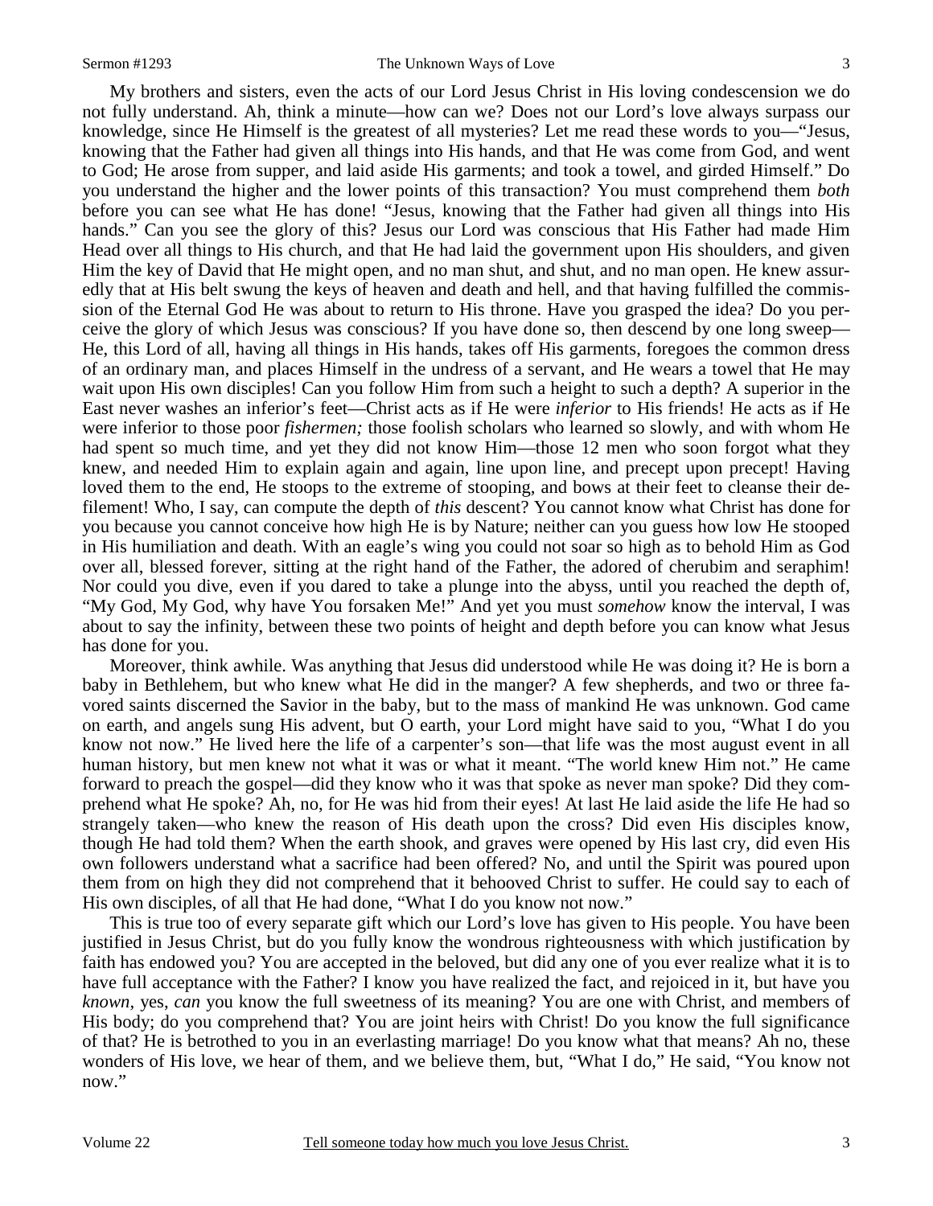My brothers and sisters, even the acts of our Lord Jesus Christ in His loving condescension we do not fully understand. Ah, think a minute—how can we? Does not our Lord's love always surpass our knowledge, since He Himself is the greatest of all mysteries? Let me read these words to you—"Jesus, knowing that the Father had given all things into His hands, and that He was come from God, and went to God; He arose from supper, and laid aside His garments; and took a towel, and girded Himself." Do you understand the higher and the lower points of this transaction? You must comprehend them *both* before you can see what He has done! "Jesus, knowing that the Father had given all things into His hands." Can you see the glory of this? Jesus our Lord was conscious that His Father had made Him Head over all things to His church, and that He had laid the government upon His shoulders, and given Him the key of David that He might open, and no man shut, and shut, and no man open. He knew assuredly that at His belt swung the keys of heaven and death and hell, and that having fulfilled the commission of the Eternal God He was about to return to His throne. Have you grasped the idea? Do you perceive the glory of which Jesus was conscious? If you have done so, then descend by one long sweep—He, this Lord of all, having all things in His hands, takes off His garments, foregoes the common dress of an ordinary man, and places Himself in the undress of a servant, and He wears a towel that He may wait upon His own disciples! Can you follow Him from such a height to such a depth? A superior in the East never washes an inferior's feet—Christ acts as if He were *inferior* to His friends! He acts as if He were inferior to those poor *fishermen;* those foolish scholars who learned so slowly, and with whom He had spent so much time, and yet they did not know Him—those 12 men who soon forgot what they knew, and needed Him to explain again and again, line upon line, and precept upon precept! Having loved them to the end, He stoops to the extreme of stooping, and bows at their feet to cleanse their defilement! Who, I say, can compute the depth of *this* descent? You cannot know what Christ has done for you because you cannot conceive how high He is by Nature; neither can you guess how low He stooped in His humiliation and death. With an eagle's wing you could not soar so high as to behold Him as God over all, blessed forever, sitting at the right hand of the Father, the adored of cherubim and seraphim! Nor could you dive, even if you dared to take a plunge into the abyss, until you reached the depth of, "My God, My God, why have You forsaken Me!" And yet you must *somehow* know the interval, I was about to say the infinity, between these two points of height and depth before you can know what Jesus has done for you.

Moreover, think awhile. Was anything that Jesus did understood while He was doing it? He is born a baby in Bethlehem, but who knew what He did in the manger? A few shepherds, and two or three favored saints discerned the Savior in the baby, but to the mass of mankind He was unknown. God came on earth, and angels sung His advent, but O earth, your Lord might have said to you, "What I do you know not now." He lived here the life of a carpenter's son—that life was the most august event in all human history, but men knew not what it was or what it meant. "The world knew Him not." He came forward to preach the gospel—did they know who it was that spoke as never man spoke? Did they comprehend what He spoke? Ah, no, for He was hid from their eyes! At last He laid aside the life He had so strangely taken—who knew the reason of His death upon the cross? Did even His disciples know, though He had told them? When the earth shook, and graves were opened by His last cry, did even His own followers understand what a sacrifice had been offered? No, and until the Spirit was poured upon them from on high they did not comprehend that it behooved Christ to suffer. He could say to each of His own disciples, of all that He had done, "What I do you know not now."

This is true too of every separate gift which our Lord's love has given to His people. You have been justified in Jesus Christ, but do you fully know the wondrous righteousness with which justification by faith has endowed you? You are accepted in the beloved, but did any one of you ever realize what it is to have full acceptance with the Father? I know you have realized the fact, and rejoiced in it, but have you *known,* yes, *can* you know the full sweetness of its meaning? You are one with Christ, and members of His body; do you comprehend that? You are joint heirs with Christ! Do you know the full significance of that? He is betrothed to you in an everlasting marriage! Do you know what that means? Ah no, these wonders of His love, we hear of them, and we believe them, but, "What I do," He said, "You know not now."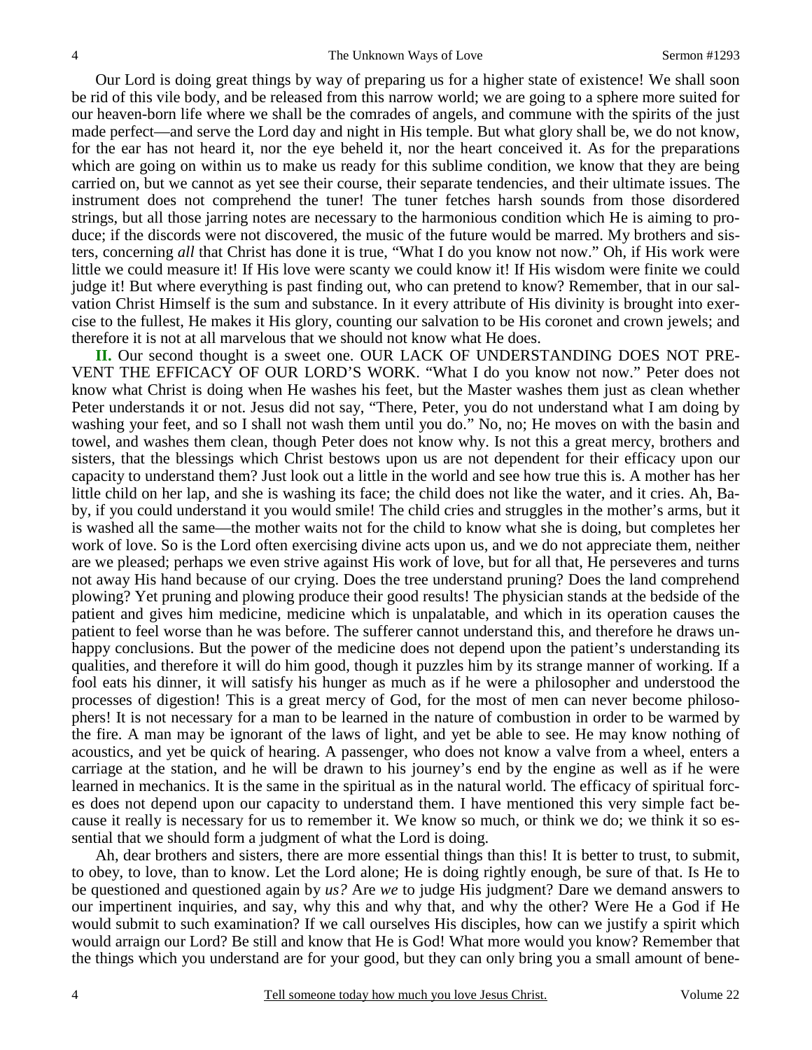Our Lord is doing great things by way of preparing us for a higher state of existence! We shall soon be rid of this vile body, and be released from this narrow world; we are going to a sphere more suited for our heaven-born life where we shall be the comrades of angels, and commune with the spirits of the just made perfect—and serve the Lord day and night in His temple. But what glory shall be, we do not know, for the ear has not heard it, nor the eye beheld it, nor the heart conceived it. As for the preparations which are going on within us to make us ready for this sublime condition, we know that they are being carried on, but we cannot as yet see their course, their separate tendencies, and their ultimate issues. The instrument does not comprehend the tuner! The tuner fetches harsh sounds from those disordered strings, but all those jarring notes are necessary to the harmonious condition which He is aiming to produce; if the discords were not discovered, the music of the future would be marred. My brothers and sisters, concerning *all* that Christ has done it is true, "What I do you know not now." Oh, if His work were little we could measure it! If His love were scanty we could know it! If His wisdom were finite we could judge it! But where everything is past finding out, who can pretend to know? Remember, that in our salvation Christ Himself is the sum and substance. In it every attribute of His divinity is brought into exercise to the fullest, He makes it His glory, counting our salvation to be His coronet and crown jewels; and therefore it is not at all marvelous that we should not know what He does.

**II.** Our second thought is a sweet one. OUR LACK OF UNDERSTANDING DOES NOT PREVENT THE EFFICACY OF OUR LORD'S WORK. "What I do you know not now." Peter does not know what Christ is doing when He washes his feet, but the Master washes them just as clean whether Peter understands it or not. Jesus did not say, "There, Peter, you do not understand what I am doing by washing your feet, and so I shall not wash them until you do." No, no; He moves on with the basin and towel, and washes them clean, though Peter does not know why. Is not this a great mercy, brothers and sisters, that the blessings which Christ bestows upon us are not dependent for their efficacy upon our capacity to understand them? Just look out a little in the world and see how true this is. A mother has her little child on her lap, and she is washing its face; the child does not like the water, and it cries. Ah, Baby, if you could understand it you would smile! The child cries and struggles in the mother's arms, but it is washed all the same—the mother waits not for the child to know what she is doing, but completes her work of love. So is the Lord often exercising divine acts upon us, and we do not appreciate them, neither are we pleased; perhaps we even strive against His work of love, but for all that, He perseveres and turns not away His hand because of our crying. Does the tree understand pruning? Does the land comprehend plowing? Yet pruning and plowing produce their good results! The physician stands at the bedside of the patient and gives him medicine, medicine which is unpalatable, and which in its operation causes the patient to feel worse than he was before. The sufferer cannot understand this, and therefore he draws unhappy conclusions. But the power of the medicine does not depend upon the patient's understanding its qualities, and therefore it will do him good, though it puzzles him by its strange manner of working. If a fool eats his dinner, it will satisfy his hunger as much as if he were a philosopher and understood the processes of digestion! This is a great mercy of God, for the most of men can never become philosophers! It is not necessary for a man to be learned in the nature of combustion in order to be warmed by the fire. A man may be ignorant of the laws of light, and yet be able to see. He may know nothing of acoustics, and yet be quick of hearing. A passenger, who does not know a valve from a wheel, enters a carriage at the station, and he will be drawn to his journey's end by the engine as well as if he were learned in mechanics. It is the same in the spiritual as in the natural world. The efficacy of spiritual forces does not depend upon our capacity to understand them. I have mentioned this very simple fact because it really is necessary for us to remember it. We know so much, or think we do; we think it so essential that we should form a judgment of what the Lord is doing.

Ah, dear brothers and sisters, there are more essential things than this! It is better to trust, to submit, to obey, to love, than to know. Let the Lord alone; He is doing rightly enough, be sure of that. Is He to be questioned and questioned again by *us?* Are *we* to judge His judgment? Dare we demand answers to our impertinent inquiries, and say, why this and why that, and why the other? Were He a God if He would submit to such examination? If we call ourselves His disciples, how can we justify a spirit which would arraign our Lord? Be still and know that He is God! What more would you know? Remember that the things which you understand are for your good, but they can only bring you a small amount of bene-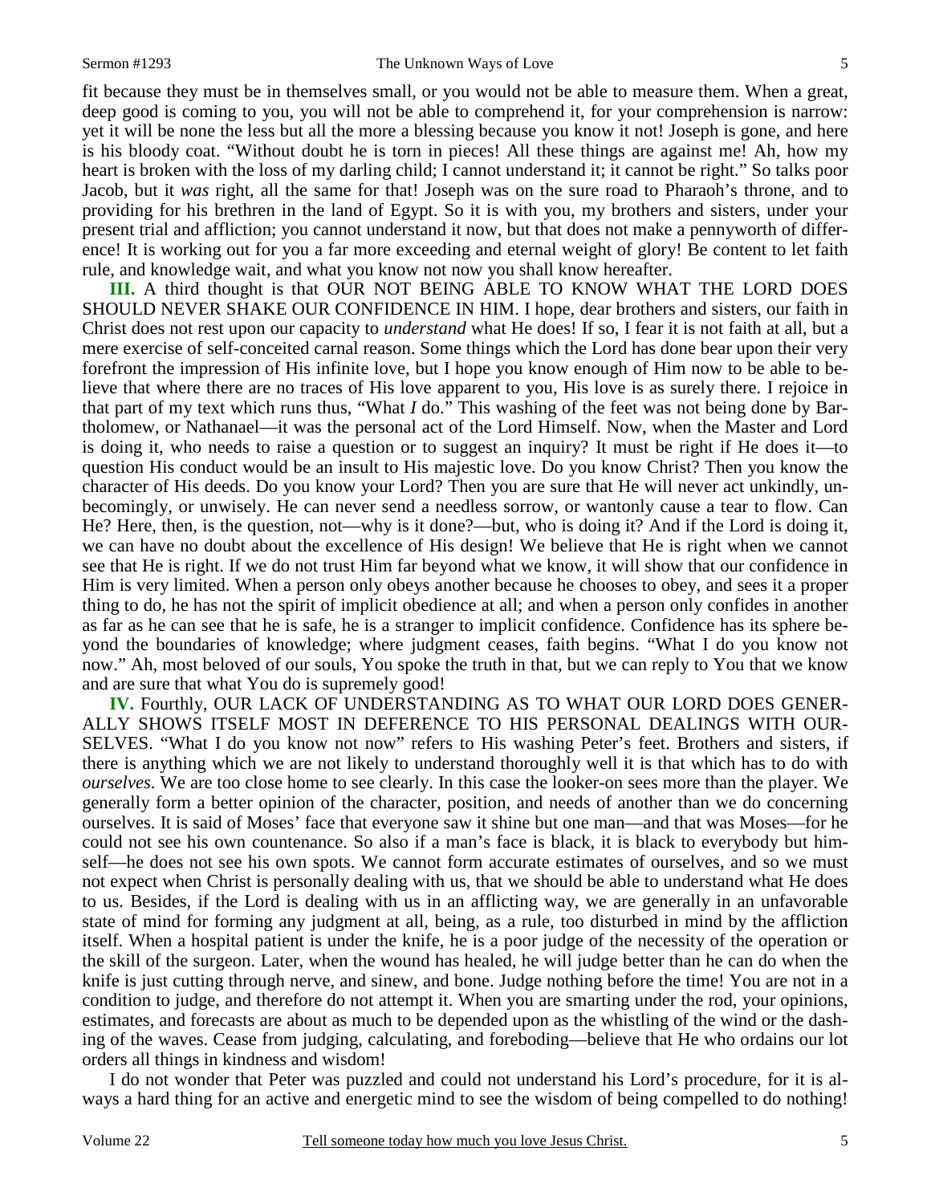fit because they must be in themselves small, or you would not be able to measure them. When a great, deep good is coming to you, you will not be able to comprehend it, for your comprehension is narrow: yet it will be none the less but all the more a blessing because you know it not! Joseph is gone, and here is his bloody coat. "Without doubt he is torn in pieces! All these things are against me! Ah, how my heart is broken with the loss of my darling child; I cannot understand it; it cannot be right." So talks poor Jacob, but it *was* right, all the same for that! Joseph was on the sure road to Pharaoh's throne, and to providing for his brethren in the land of Egypt. So it is with you, my brothers and sisters, under your present trial and affliction; you cannot understand it now, but that does not make a pennyworth of difference! It is working out for you a far more exceeding and eternal weight of glory! Be content to let faith rule, and knowledge wait, and what you know not now you shall know hereafter.

**III.** A third thought is that OUR NOT BEING ABLE TO KNOW WHAT THE LORD DOES SHOULD NEVER SHAKE OUR CONFIDENCE IN HIM. I hope, dear brothers and sisters, our faith in Christ does not rest upon our capacity to *understand* what He does! If so, I fear it is not faith at all, but a mere exercise of self-conceited carnal reason. Some things which the Lord has done bear upon their very forefront the impression of His infinite love, but I hope you know enough of Him now to be able to believe that where there are no traces of His love apparent to you, His love is as surely there. I rejoice in that part of my text which runs thus, "What *I* do." This washing of the feet was not being done by Bartholomew, or Nathanael—it was the personal act of the Lord Himself. Now, when the Master and Lord is doing it, who needs to raise a question or to suggest an inquiry? It must be right if He does it—to question His conduct would be an insult to His majestic love. Do you know Christ? Then you know the character of His deeds. Do you know your Lord? Then you are sure that He will never act unkindly, unbecomingly, or unwisely. He can never send a needless sorrow, or wantonly cause a tear to flow. Can He? Here, then, is the question, not—why is it done?—but, who is doing it? And if the Lord is doing it, we can have no doubt about the excellence of His design! We believe that He is right when we cannot see that He is right. If we do not trust Him far beyond what we know, it will show that our confidence in Him is very limited. When a person only obeys another because he chooses to obey, and sees it a proper thing to do, he has not the spirit of implicit obedience at all; and when a person only confides in another as far as he can see that he is safe, he is a stranger to implicit confidence. Confidence has its sphere beyond the boundaries of knowledge; where judgment ceases, faith begins. "What I do you know not now." Ah, most beloved of our souls, You spoke the truth in that, but we can reply to You that we know and are sure that what You do is supremely good!

**IV.** Fourthly, OUR LACK OF UNDERSTANDING AS TO WHAT OUR LORD DOES GENERALLY SHOWS ITSELF MOST IN DEFERENCE TO HIS PERSONAL DEALINGS WITH OURSELVES. "What I do you know not now" refers to His washing Peter's feet. Brothers and sisters, if there is anything which we are not likely to understand thoroughly well it is that which has to do with *ourselves*. We are too close home to see clearly. In this case the looker-on sees more than the player. We generally form a better opinion of the character, position, and needs of another than we do concerning ourselves. It is said of Moses' face that everyone saw it shine but one man—and that was Moses—for he could not see his own countenance. So also if a man's face is black, it is black to everybody but himself—he does not see his own spots. We cannot form accurate estimates of ourselves, and so we must not expect when Christ is personally dealing with us, that we should be able to understand what He does to us. Besides, if the Lord is dealing with us in an afflicting way, we are generally in an unfavorable state of mind for forming any judgment at all, being, as a rule, too disturbed in mind by the affliction itself. When a hospital patient is under the knife, he is a poor judge of the necessity of the operation or the skill of the surgeon. Later, when the wound has healed, he will judge better than he can do when the knife is just cutting through nerve, and sinew, and bone. Judge nothing before the time! You are not in a condition to judge, and therefore do not attempt it. When you are smarting under the rod, your opinions, estimates, and forecasts are about as much to be depended upon as the whistling of the wind or the dashing of the waves. Cease from judging, calculating, and foreboding—believe that He who ordains our lot orders all things in kindness and wisdom!

I do not wonder that Peter was puzzled and could not understand his Lord's procedure, for it is always a hard thing for an active and energetic mind to see the wisdom of being compelled to do nothing!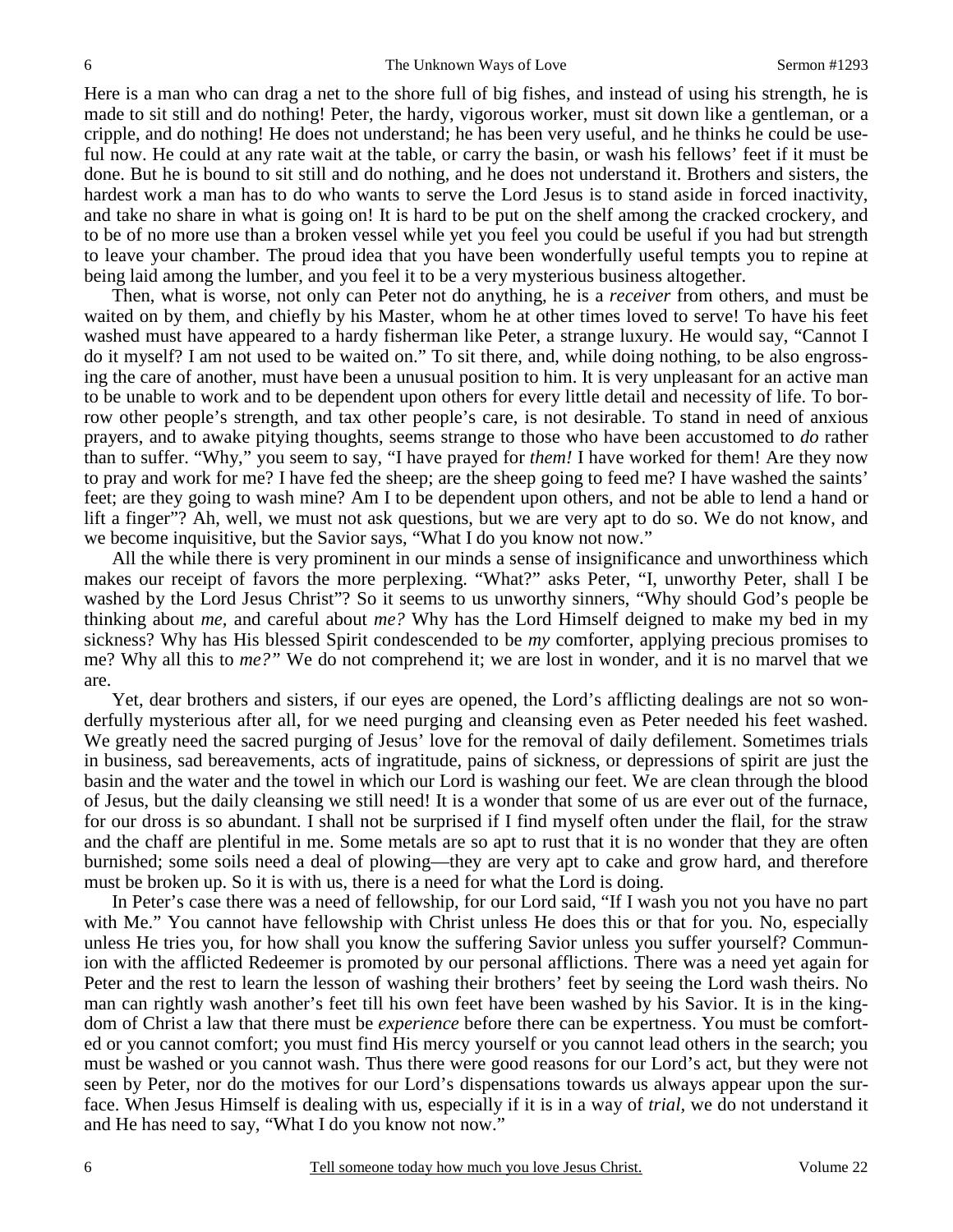Here is a man who can drag a net to the shore full of big fishes, and instead of using his strength, he is made to sit still and do nothing! Peter, the hardy, vigorous worker, must sit down like a gentleman, or a cripple, and do nothing! He does not understand; he has been very useful, and he thinks he could be useful now. He could at any rate wait at the table, or carry the basin, or wash his fellows' feet if it must be done. But he is bound to sit still and do nothing, and he does not understand it. Brothers and sisters, the hardest work a man has to do who wants to serve the Lord Jesus is to stand aside in forced inactivity, and take no share in what is going on! It is hard to be put on the shelf among the cracked crockery, and to be of no more use than a broken vessel while yet you feel you could be useful if you had but strength to leave your chamber. The proud idea that you have been wonderfully useful tempts you to repine at being laid among the lumber, and you feel it to be a very mysterious business altogether.

Then, what is worse, not only can Peter not do anything, he is a *receiver* from others, and must be waited on by them, and chiefly by his Master, whom he at other times loved to serve! To have his feet washed must have appeared to a hardy fisherman like Peter, a strange luxury. He would say, "Cannot I do it myself? I am not used to be waited on." To sit there, and, while doing nothing, to be also engrossing the care of another, must have been a unusual position to him. It is very unpleasant for an active man to be unable to work and to be dependent upon others for every little detail and necessity of life. To borrow other people's strength, and tax other people's care, is not desirable. To stand in need of anxious prayers, and to awake pitying thoughts, seems strange to those who have been accustomed to *do* rather than to suffer. "Why," you seem to say, "I have prayed for *them!* I have worked for them! Are they now to pray and work for me? I have fed the sheep; are the sheep going to feed me? I have washed the saints' feet; are they going to wash mine? Am I to be dependent upon others, and not be able to lend a hand or lift a finger"? Ah, well, we must not ask questions, but we are very apt to do so. We do not know, and we become inquisitive, but the Savior says, "What I do you know not now."

All the while there is very prominent in our minds a sense of insignificance and unworthiness which makes our receipt of favors the more perplexing. "What?" asks Peter, "I, unworthy Peter, shall I be washed by the Lord Jesus Christ"? So it seems to us unworthy sinners, "Why should God's people be thinking about *me,* and careful about *me?* Why has the Lord Himself deigned to make my bed in my sickness? Why has His blessed Spirit condescended to be *my* comforter, applying precious promises to me? Why all this to *me?"* We do not comprehend it; we are lost in wonder, and it is no marvel that we are.

Yet, dear brothers and sisters, if our eyes are opened, the Lord's afflicting dealings are not so wonderfully mysterious after all, for we need purging and cleansing even as Peter needed his feet washed. We greatly need the sacred purging of Jesus' love for the removal of daily defilement. Sometimes trials in business, sad bereavements, acts of ingratitude, pains of sickness, or depressions of spirit are just the basin and the water and the towel in which our Lord is washing our feet. We are clean through the blood of Jesus, but the daily cleansing we still need! It is a wonder that some of us are ever out of the furnace, for our dross is so abundant. I shall not be surprised if I find myself often under the flail, for the straw and the chaff are plentiful in me. Some metals are so apt to rust that it is no wonder that they are often burnished; some soils need a deal of plowing—they are very apt to cake and grow hard, and therefore must be broken up. So it is with us, there is a need for what the Lord is doing.

In Peter's case there was a need of fellowship, for our Lord said, "If I wash you not you have no part with Me." You cannot have fellowship with Christ unless He does this or that for you. No, especially unless He tries you, for how shall you know the suffering Savior unless you suffer yourself? Communion with the afflicted Redeemer is promoted by our personal afflictions. There was a need yet again for Peter and the rest to learn the lesson of washing their brothers' feet by seeing the Lord wash theirs. No man can rightly wash another's feet till his own feet have been washed by his Savior. It is in the kingdom of Christ a law that there must be *experience* before there can be expertness. You must be comforted or you cannot comfort; you must find His mercy yourself or you cannot lead others in the search; you must be washed or you cannot wash. Thus there were good reasons for our Lord's act, but they were not seen by Peter, nor do the motives for our Lord's dispensations towards us always appear upon the surface. When Jesus Himself is dealing with us, especially if it is in a way of *trial,* we do not understand it and He has need to say, "What I do you know not now."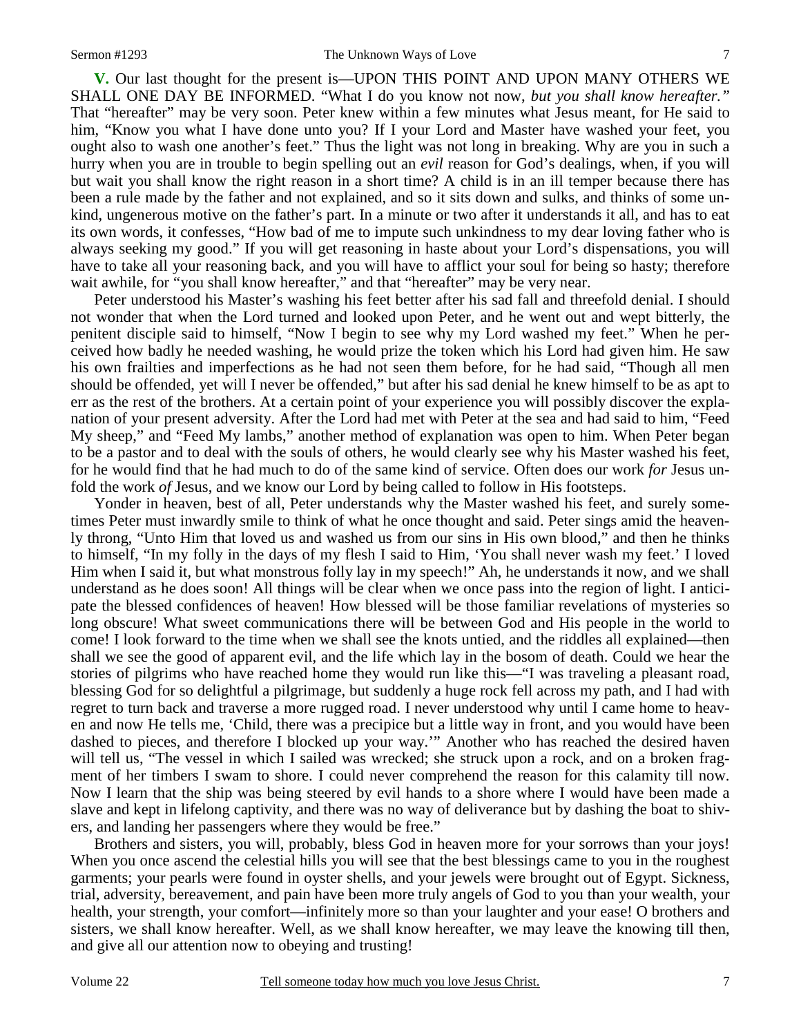**V.** Our last thought for the present is—UPON THIS POINT AND UPON MANY OTHERS WE SHALL ONE DAY BE INFORMED. "What I do you know not now, *but you shall know hereafter."* That "hereafter" may be very soon. Peter knew within a few minutes what Jesus meant, for He said to him, "Know you what I have done unto you? If I your Lord and Master have washed your feet, you ought also to wash one another's feet." Thus the light was not long in breaking. Why are you in such a hurry when you are in trouble to begin spelling out an *evil* reason for God's dealings, when, if you will but wait you shall know the right reason in a short time? A child is in an ill temper because there has been a rule made by the father and not explained, and so it sits down and sulks, and thinks of some unkind, ungenerous motive on the father's part. In a minute or two after it understands it all, and has to eat its own words, it confesses, "How bad of me to impute such unkindness to my dear loving father who is always seeking my good." If you will get reasoning in haste about your Lord's dispensations, you will have to take all your reasoning back, and you will have to afflict your soul for being so hasty; therefore wait awhile, for "you shall know hereafter," and that "hereafter" may be very near.

Peter understood his Master's washing his feet better after his sad fall and threefold denial. I should not wonder that when the Lord turned and looked upon Peter, and he went out and wept bitterly, the penitent disciple said to himself, "Now I begin to see why my Lord washed my feet." When he perceived how badly he needed washing, he would prize the token which his Lord had given him. He saw his own frailties and imperfections as he had not seen them before, for he had said, "Though all men should be offended, yet will I never be offended," but after his sad denial he knew himself to be as apt to err as the rest of the brothers. At a certain point of your experience you will possibly discover the explanation of your present adversity. After the Lord had met with Peter at the sea and had said to him, "Feed My sheep," and "Feed My lambs," another method of explanation was open to him. When Peter began to be a pastor and to deal with the souls of others, he would clearly see why his Master washed his feet, for he would find that he had much to do of the same kind of service. Often does our work *for* Jesus unfold the work *of* Jesus, and we know our Lord by being called to follow in His footsteps.

Yonder in heaven, best of all, Peter understands why the Master washed his feet, and surely sometimes Peter must inwardly smile to think of what he once thought and said. Peter sings amid the heavenly throng, "Unto Him that loved us and washed us from our sins in His own blood," and then he thinks to himself, "In my folly in the days of my flesh I said to Him, 'You shall never wash my feet.' I loved Him when I said it, but what monstrous folly lay in my speech!" Ah, he understands it now, and we shall understand as he does soon! All things will be clear when we once pass into the region of light. I anticipate the blessed confidences of heaven! How blessed will be those familiar revelations of mysteries so long obscure! What sweet communications there will be between God and His people in the world to come! I look forward to the time when we shall see the knots untied, and the riddles all explained—then shall we see the good of apparent evil, and the life which lay in the bosom of death. Could we hear the stories of pilgrims who have reached home they would run like this—"I was traveling a pleasant road, blessing God for so delightful a pilgrimage, but suddenly a huge rock fell across my path, and I had with regret to turn back and traverse a more rugged road. I never understood why until I came home to heaven and now He tells me, 'Child, there was a precipice but a little way in front, and you would have been dashed to pieces, and therefore I blocked up your way.'" Another who has reached the desired haven will tell us, "The vessel in which I sailed was wrecked; she struck upon a rock, and on a broken fragment of her timbers I swam to shore. I could never comprehend the reason for this calamity till now. Now I learn that the ship was being steered by evil hands to a shore where I would have been made a slave and kept in lifelong captivity, and there was no way of deliverance but by dashing the boat to shivers, and landing her passengers where they would be free."

Brothers and sisters, you will, probably, bless God in heaven more for your sorrows than your joys! When you once ascend the celestial hills you will see that the best blessings came to you in the roughest garments; your pearls were found in oyster shells, and your jewels were brought out of Egypt. Sickness, trial, adversity, bereavement, and pain have been more truly angels of God to you than your wealth, your health, your strength, your comfort—infinitely more so than your laughter and your ease! O brothers and sisters, we shall know hereafter. Well, as we shall know hereafter, we may leave the knowing till then, and give all our attention now to obeying and trusting!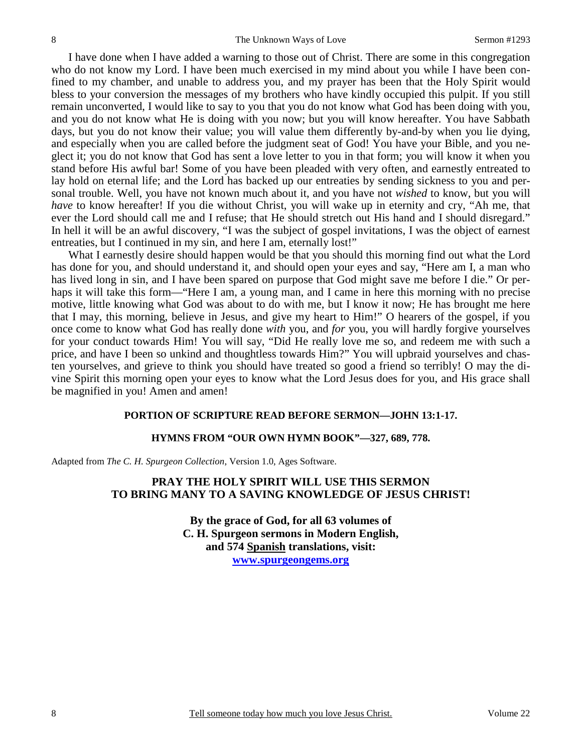I have done when I have added a warning to those out of Christ. There are some in this congregation who do not know my Lord. I have been much exercised in my mind about you while I have been confined to my chamber, and unable to address you, and my prayer has been that the Holy Spirit would bless to your conversion the messages of my brothers who have kindly occupied this pulpit. If you still remain unconverted, I would like to say to you that you do not know what God has been doing with you, and you do not know what He is doing with you now; but you will know hereafter. You have Sabbath days, but you do not know their value; you will value them differently by-and-by when you lie dying, and especially when you are called before the judgment seat of God! You have your Bible, and you neglect it; you do not know that God has sent a love letter to you in that form; you will know it when you stand before His awful bar! Some of you have been pleaded with very often, and earnestly entreated to lay hold on eternal life; and the Lord has backed up our entreaties by sending sickness to you and personal trouble. Well, you have not known much about it, and you have not *wished* to know, but you will *have* to know hereafter! If you die without Christ, you will wake up in eternity and cry, "Ah me, that ever the Lord should call me and I refuse; that He should stretch out His hand and I should disregard." In hell it will be an awful discovery, "I was the subject of gospel invitations, I was the object of earnest entreaties, but I continued in my sin, and here I am, eternally lost!"

What I earnestly desire should happen would be that you should this morning find out what the Lord has done for you, and should understand it, and should open your eyes and say, "Here am I, a man who has lived long in sin, and I have been spared on purpose that God might save me before I die." Or perhaps it will take this form—"Here I am, a young man, and I came in here this morning with no precise motive, little knowing what God was about to do with me, but I know it now; He has brought me here that I may, this morning, believe in Jesus, and give my heart to Him!" O hearers of the gospel, if you once come to know what God has really done *with* you, and *for* you, you will hardly forgive yourselves for your conduct towards Him! You will say, "Did He really love me so, and redeem me with such a price, and have I been so unkind and thoughtless towards Him?" You will upbraid yourselves and chasten yourselves, and grieve to think you should have treated so good a friend so terribly! O may the divine Spirit this morning open your eyes to know what the Lord Jesus does for you, and His grace shall be magnified in you! Amen and amen!

**PORTION OF SCRIPTURE READ BEFORE SERMON—JOHN 13:1-17.**

**HYMNS FROM "OUR OWN HYMN BOOK"—327, 689, 778.**

Adapted from *The C. H. Spurgeon Collection*, Version 1.0, Ages Software.

**PRAY THE HOLY SPIRIT WILL USE THIS SERMON TO BRING MANY TO A SAVING KNOWLEDGE OF JESUS CHRIST!**

**By the grace of God, for all 63 volumes of C. H. Spurgeon sermons in Modern English, and 574 Spanish translations, visit: www.spurgeongems.org**

Tell someone today how much you love Jesus Christ.